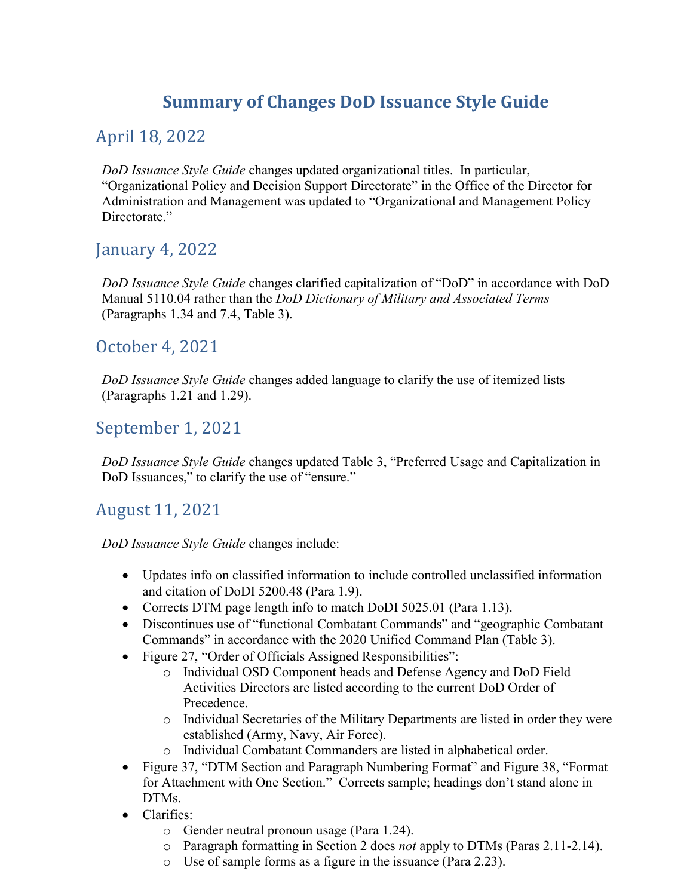# Summary of Changes DoD Issuance Style Guide

## April 18, 2022

*DoD Issuance Style Guide* changes updated organizational titles. In particular, "Organizational Policy and Decision Support Directorate" in the Office of the Director for Administration and Management was updated to "Organizational and Management Policy Directorate."

## January 4, 2022

*DoD Issuance Style Guide* changes clarified capitalization of "DoD" in accordance with DoD Manual 5110.04 rather than the *DoD Dictionary of Military and Associated Terms* (Paragraphs 1.34 and 7.4, Table 3).

## October 4, 2021

*DoD Issuance Style Guide* changes added language to clarify the use of itemized lists (Paragraphs 1.21 and 1.29).

## September 1, 2021

*DoD Issuance Style Guide* changes updated Table 3, "Preferred Usage and Capitalization in DoD Issuances," to clarify the use of "ensure."

## August 11, 2021

*DoD Issuance Style Guide* changes include:

- Updates info on classified information to include controlled unclassified information and citation of DoDI 5200.48 (Para 1.9).
- Corrects DTM page length info to match DoDI 5025.01 (Para 1.13).
- Discontinues use of "functional Combatant Commands" and "geographic Combatant Commands" in accordance with the 2020 Unified Command Plan (Table 3).
- Figure 27, "Order of Officials Assigned Responsibilities":
  - Individual OSD Component heads and Defense Agency and DoD Field Activities Directors are listed according to the current DoD Order of Precedence.
  - Individual Secretaries of the Military Departments are listed in order they were established (Army, Navy, Air Force).
  - Individual Combatant Commanders are listed in alphabetical order.
- Figure 37, "DTM Section and Paragraph Numbering Format" and Figure 38, "Format for Attachment with One Section." Corrects sample; headings don't stand alone in DTMs.
- Clarifies:
  - Gender neutral pronoun usage (Para 1.24).
  - Paragraph formatting in Section 2 does *not* apply to DTMs (Paras 2.11-2.14).
  - Use of sample forms as a figure in the issuance (Para 2.23).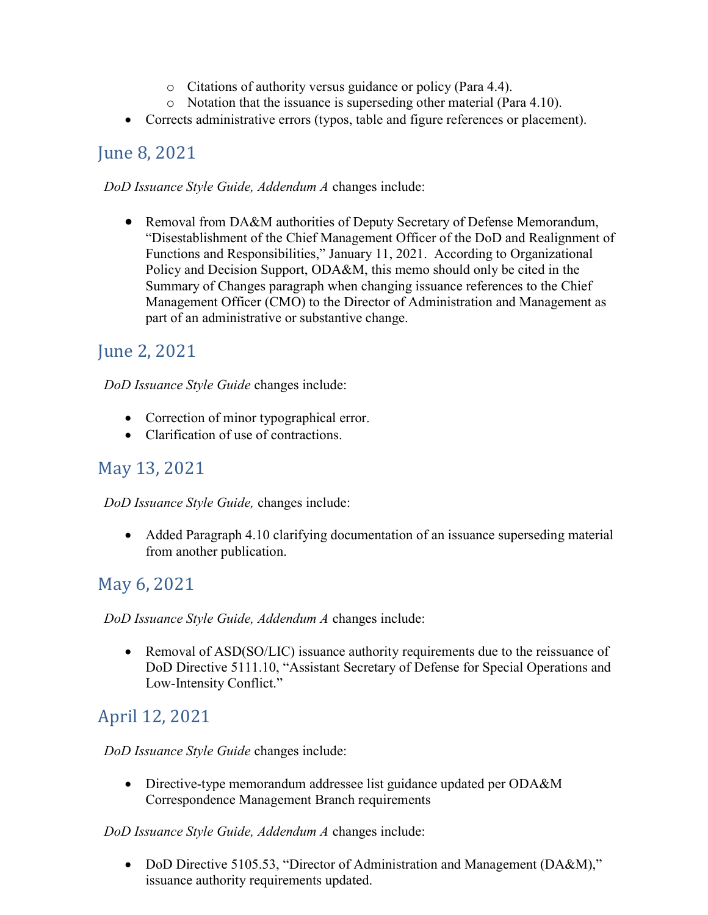- Citations of authority versus guidance or policy (Para 4.4).
  - Notation that the issuance is superseding other material (Para 4.10).
- Corrects administrative errors (typos, table and figure references or placement).

## June 8, 2021

*DoD Issuance Style Guide, Addendum A* changes include:

- Removal from DA&M authorities of Deputy Secretary of Defense Memorandum, "Disestablishment of the Chief Management Officer of the DoD and Realignment of Functions and Responsibilities," January 11, 2021. According to Organizational Policy and Decision Support, ODA&M, this memo should only be cited in the Summary of Changes paragraph when changing issuance references to the Chief Management Officer (CMO) to the Director of Administration and Management as part of an administrative or substantive change.

## June 2, 2021

*DoD Issuance Style Guide* changes include:

- Correction of minor typographical error.
- Clarification of use of contractions.

## May 13, 2021

*DoD Issuance Style Guide,* changes include:

- Added Paragraph 4.10 clarifying documentation of an issuance superseding material from another publication.

## May 6, 2021

*DoD Issuance Style Guide, Addendum A* changes include:

- Removal of ASD(SO/LIC) issuance authority requirements due to the reissuance of DoD Directive 5111.10, "Assistant Secretary of Defense for Special Operations and Low-Intensity Conflict."

## April 12, 2021

*DoD Issuance Style Guide* changes include:

- Directive-type memorandum addressee list guidance updated per ODA&M Correspondence Management Branch requirements

*DoD Issuance Style Guide, Addendum A* changes include:

- DoD Directive 5105.53, "Director of Administration and Management (DA&M)," issuance authority requirements updated.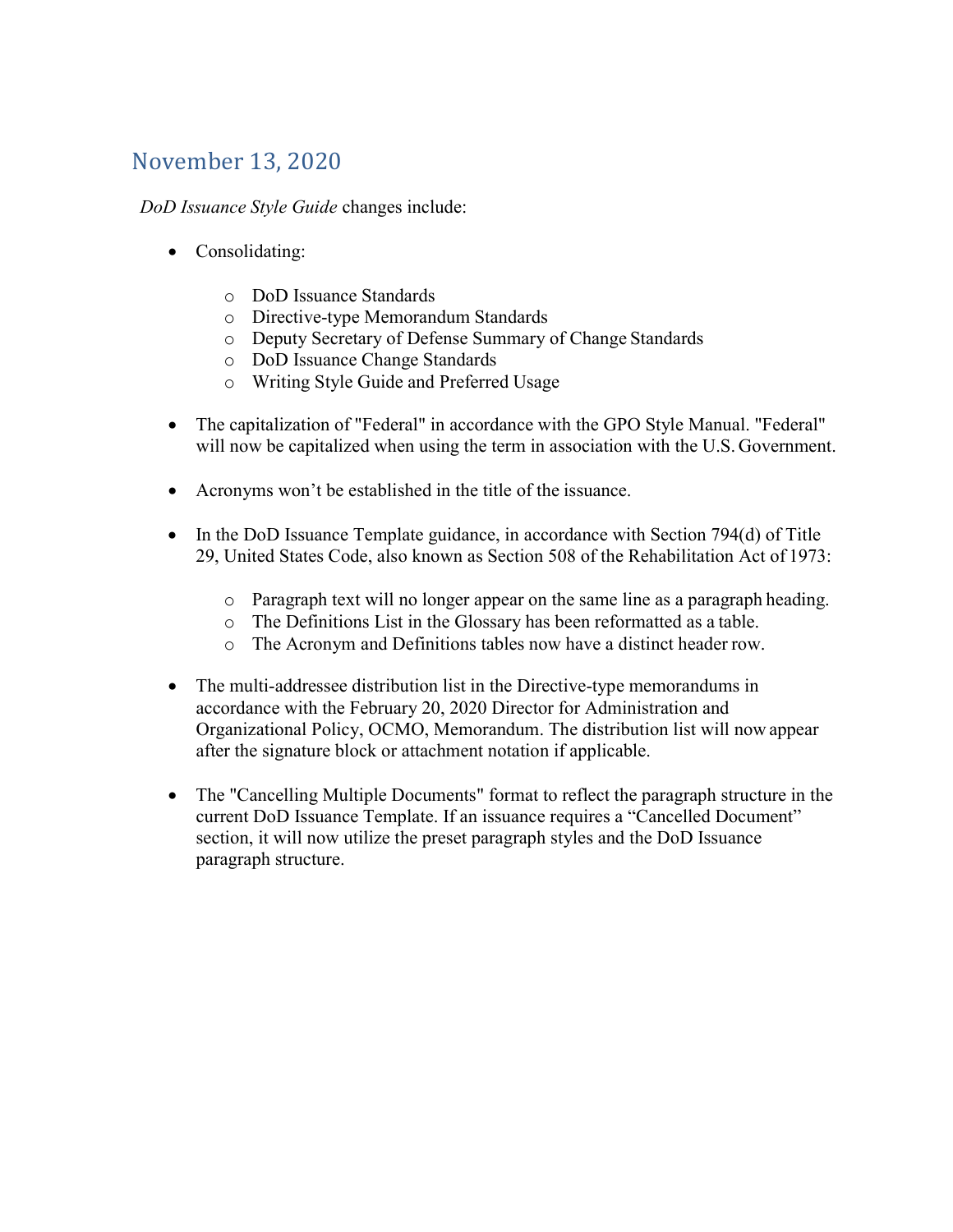## November 13, 2020

*DoD Issuance Style Guide* changes include:

- Consolidating:
  - DoD Issuance Standards
  - Directive-type Memorandum Standards
  - Deputy Secretary of Defense Summary of Change Standards
  - DoD Issuance Change Standards
  - Writing Style Guide and Preferred Usage
- The capitalization of "Federal" in accordance with the GPO Style Manual. "Federal" will now be capitalized when using the term in association with the U.S. Government.
- Acronyms won't be established in the title of the issuance.
- In the DoD Issuance Template guidance, in accordance with Section 794(d) of Title 29, United States Code, also known as Section 508 of the Rehabilitation Act of 1973:
  - Paragraph text will no longer appear on the same line as a paragraph heading.
  - The Definitions List in the Glossary has been reformatted as a table.
  - The Acronym and Definitions tables now have a distinct header row.
- The multi-addressee distribution list in the Directive-type memorandums in accordance with the February 20, 2020 Director for Administration and Organizational Policy, OCMO, Memorandum. The distribution list will now appear after the signature block or attachment notation if applicable.
- The "Cancelling Multiple Documents" format to reflect the paragraph structure in the current DoD Issuance Template. If an issuance requires a "Cancelled Document" section, it will now utilize the preset paragraph styles and the DoD Issuance paragraph structure.